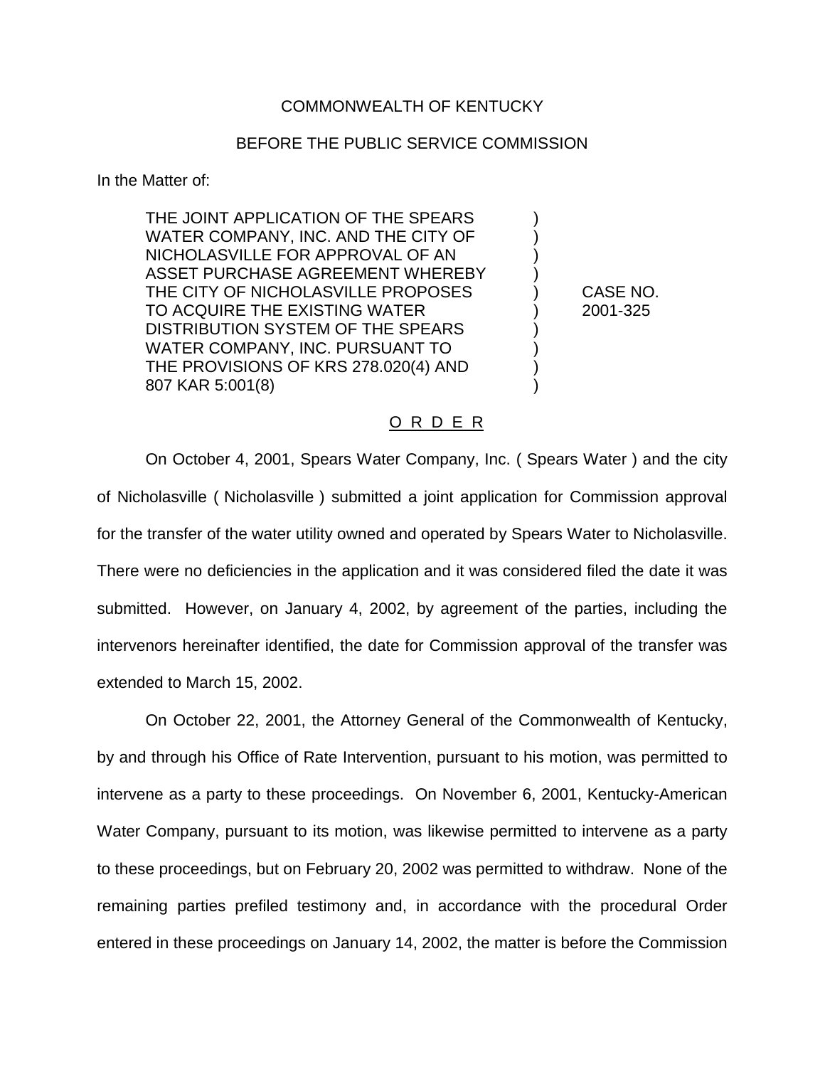COMMONWEALTH OF KENTUCKY

BEFORE THE PUBLIC SERVICE COMMISSION

In the Matter of:

| | | |
|---|---|---|
| THE JOINT APPLICATION OF THE SPEARS WATER COMPANY, INC. AND THE CITY OF NICHOLASVILLE FOR APPROVAL OF AN ASSET PURCHASE AGREEMENT WHEREBY THE CITY OF NICHOLASVILLE PROPOSES TO ACQUIRE THE EXISTING WATER DISTRIBUTION SYSTEM OF THE SPEARS WATER COMPANY, INC. PURSUANT TO THE PROVISIONS OF KRS 278.020(4) AND 807 KAR 5:001(8) | ) | CASE NO. 2001-325 |

O R D E R

On October 4, 2001, Spears Water Company, Inc. ( Spears Water ) and the city of Nicholasville ( Nicholasville ) submitted a joint application for Commission approval for the transfer of the water utility owned and operated by Spears Water to Nicholasville. There were no deficiencies in the application and it was considered filed the date it was submitted. However, on January 4, 2002, by agreement of the parties, including the intervenors hereinafter identified, the date for Commission approval of the transfer was extended to March 15, 2002.

On October 22, 2001, the Attorney General of the Commonwealth of Kentucky, by and through his Office of Rate Intervention, pursuant to his motion, was permitted to intervene as a party to these proceedings. On November 6, 2001, Kentucky-American Water Company, pursuant to its motion, was likewise permitted to intervene as a party to these proceedings, but on February 20, 2002 was permitted to withdraw. None of the remaining parties prefiled testimony and, in accordance with the procedural Order entered in these proceedings on January 14, 2002, the matter is before the Commission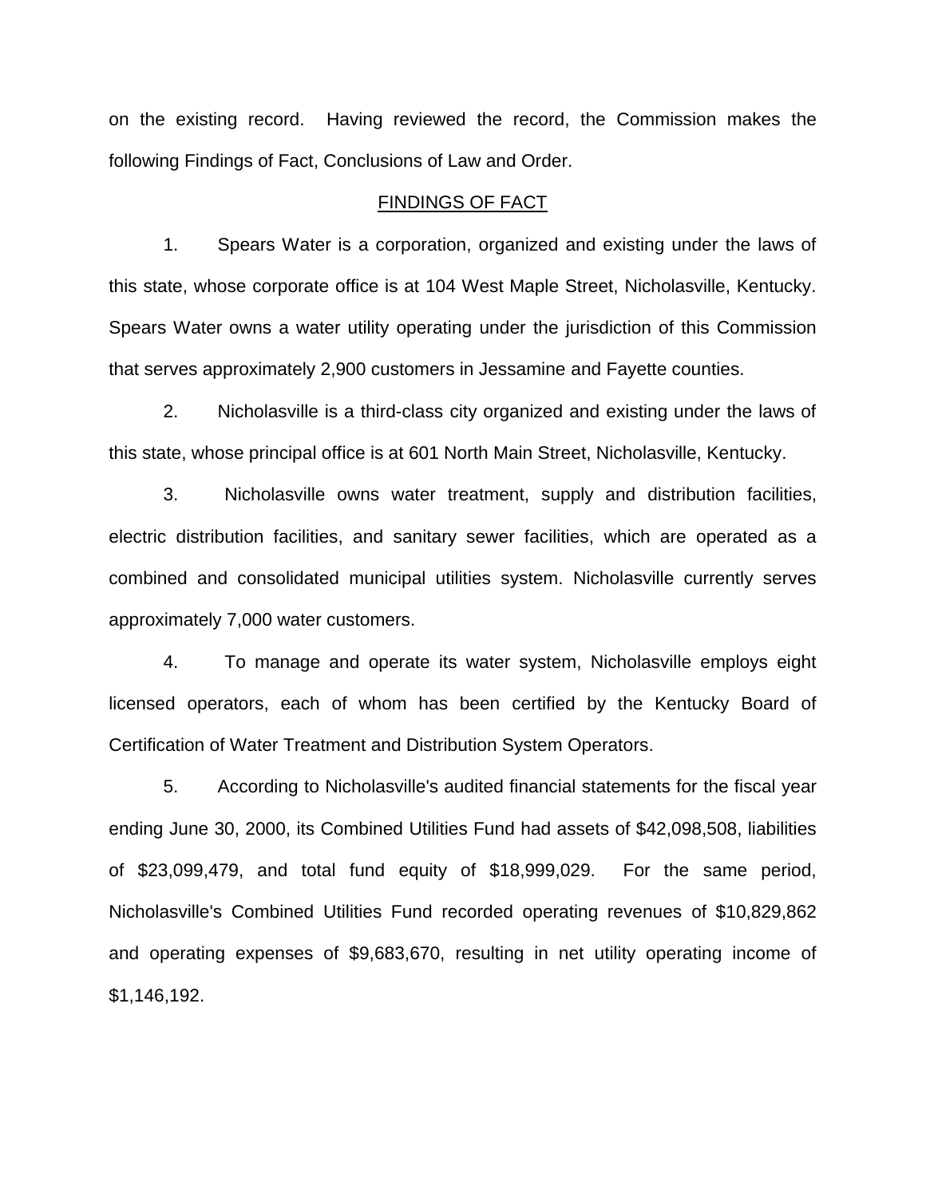on the existing record. Having reviewed the record, the Commission makes the following Findings of Fact, Conclusions of Law and Order.

## FINDINGS OF FACT

1. Spears Water is a corporation, organized and existing under the laws of this state, whose corporate office is at 104 West Maple Street, Nicholasville, Kentucky. Spears Water owns a water utility operating under the jurisdiction of this Commission that serves approximately 2,900 customers in Jessamine and Fayette counties.

2. Nicholasville is a third-class city organized and existing under the laws of this state, whose principal office is at 601 North Main Street, Nicholasville, Kentucky.

3. Nicholasville owns water treatment, supply and distribution facilities, electric distribution facilities, and sanitary sewer facilities, which are operated as a combined and consolidated municipal utilities system. Nicholasville currently serves approximately 7,000 water customers.

4. To manage and operate its water system, Nicholasville employs eight licensed operators, each of whom has been certified by the Kentucky Board of Certification of Water Treatment and Distribution System Operators.

5. According to Nicholasville's audited financial statements for the fiscal year ending June 30, 2000, its Combined Utilities Fund had assets of $42,098,508, liabilities of $23,099,479, and total fund equity of $18,999,029. For the same period, Nicholasville's Combined Utilities Fund recorded operating revenues of $10,829,862 and operating expenses of $9,683,670, resulting in net utility operating income of $1,146,192.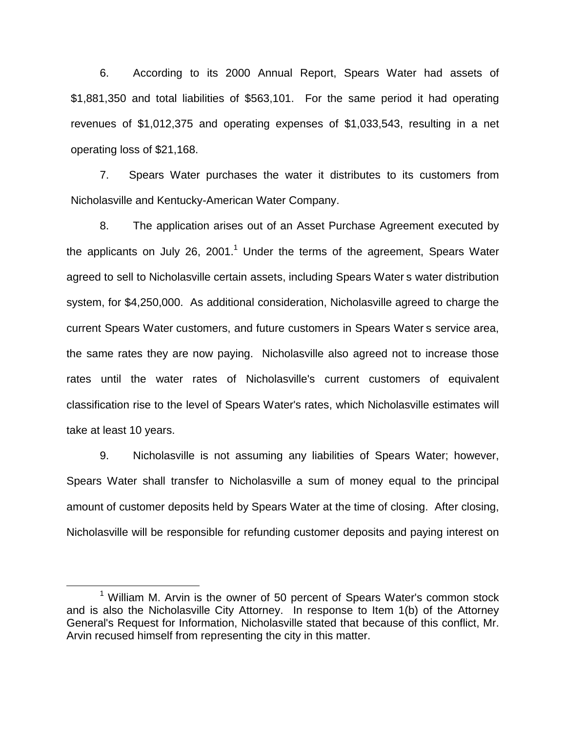6. According to its 2000 Annual Report, Spears Water had assets of $1,881,350 and total liabilities of $563,101. For the same period it had operating revenues of $1,012,375 and operating expenses of $1,033,543, resulting in a net operating loss of $21,168.

7. Spears Water purchases the water it distributes to its customers from Nicholasville and Kentucky-American Water Company.

8. The application arises out of an Asset Purchase Agreement executed by the applicants on July 26, 2001.[1] Under the terms of the agreement, Spears Water agreed to sell to Nicholasville certain assets, including Spears Water s water distribution system, for $4,250,000. As additional consideration, Nicholasville agreed to charge the current Spears Water customers, and future customers in Spears Water s service area, the same rates they are now paying. Nicholasville also agreed not to increase those rates until the water rates of Nicholasville's current customers of equivalent classification rise to the level of Spears Water's rates, which Nicholasville estimates will take at least 10 years.

9. Nicholasville is not assuming any liabilities of Spears Water; however, Spears Water shall transfer to Nicholasville a sum of money equal to the principal amount of customer deposits held by Spears Water at the time of closing. After closing, Nicholasville will be responsible for refunding customer deposits and paying interest on

[1] William M. Arvin is the owner of 50 percent of Spears Water's common stock and is also the Nicholasville City Attorney. In response to Item 1(b) of the Attorney General's Request for Information, Nicholasville stated that because of this conflict, Mr. Arvin recused himself from representing the city in this matter.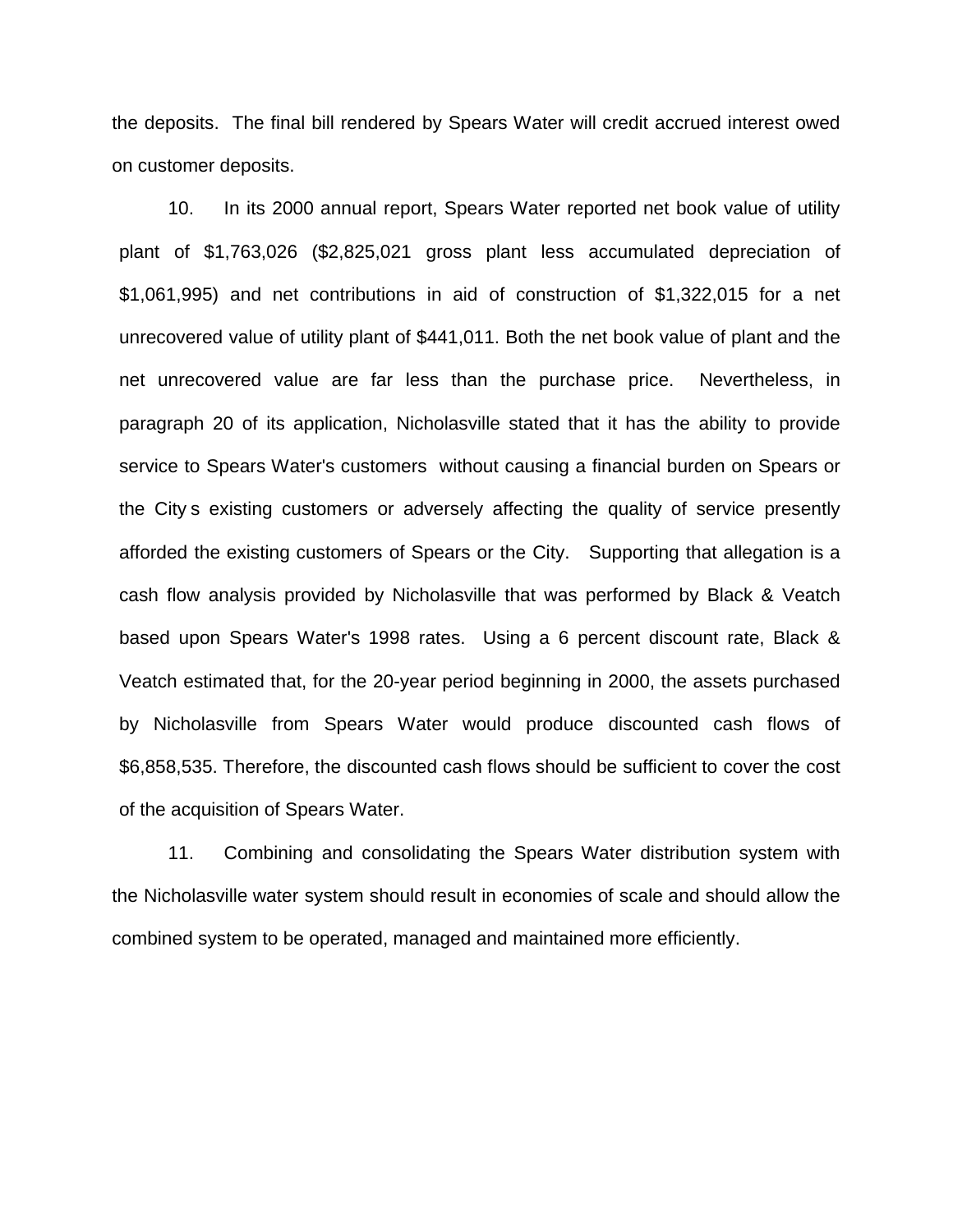the deposits. The final bill rendered by Spears Water will credit accrued interest owed on customer deposits.

10. In its 2000 annual report, Spears Water reported net book value of utility plant of $1,763,026 ($2,825,021 gross plant less accumulated depreciation of $1,061,995) and net contributions in aid of construction of $1,322,015 for a net unrecovered value of utility plant of $441,011. Both the net book value of plant and the net unrecovered value are far less than the purchase price. Nevertheless, in paragraph 20 of its application, Nicholasville stated that it has the ability to provide service to Spears Water's customers without causing a financial burden on Spears or the City s existing customers or adversely affecting the quality of service presently afforded the existing customers of Spears or the City. Supporting that allegation is a cash flow analysis provided by Nicholasville that was performed by Black & Veatch based upon Spears Water's 1998 rates. Using a 6 percent discount rate, Black & Veatch estimated that, for the 20-year period beginning in 2000, the assets purchased by Nicholasville from Spears Water would produce discounted cash flows of $6,858,535. Therefore, the discounted cash flows should be sufficient to cover the cost of the acquisition of Spears Water.

11. Combining and consolidating the Spears Water distribution system with the Nicholasville water system should result in economies of scale and should allow the combined system to be operated, managed and maintained more efficiently.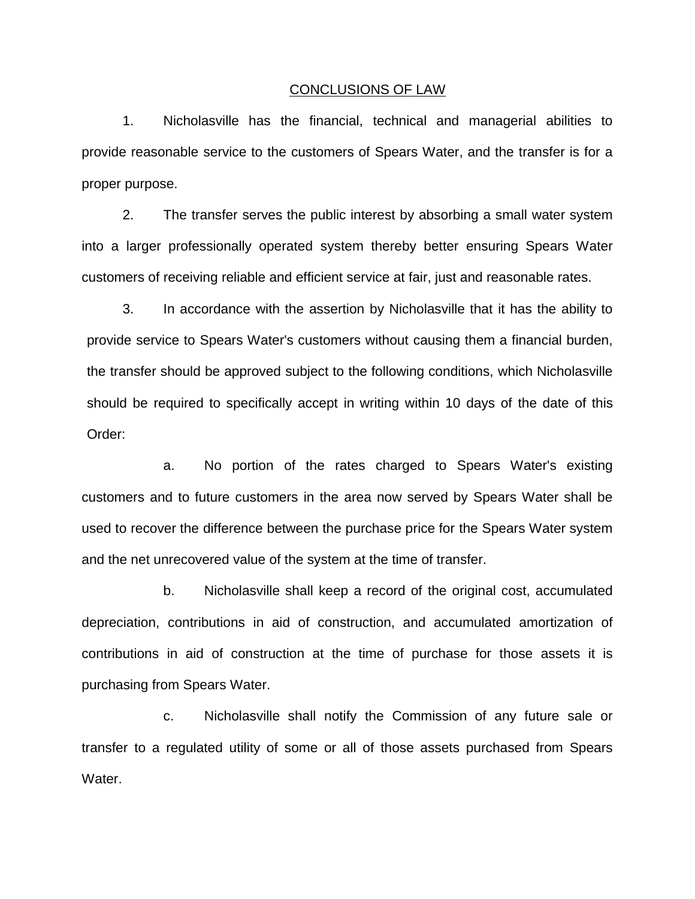## CONCLUSIONS OF LAW

1. Nicholasville has the financial, technical and managerial abilities to provide reasonable service to the customers of Spears Water, and the transfer is for a proper purpose.

2. The transfer serves the public interest by absorbing a small water system into a larger professionally operated system thereby better ensuring Spears Water customers of receiving reliable and efficient service at fair, just and reasonable rates.

3. In accordance with the assertion by Nicholasville that it has the ability to provide service to Spears Water's customers without causing them a financial burden, the transfer should be approved subject to the following conditions, which Nicholasville should be required to specifically accept in writing within 10 days of the date of this Order:

   a. No portion of the rates charged to Spears Water's existing customers and to future customers in the area now served by Spears Water shall be used to recover the difference between the purchase price for the Spears Water system and the net unrecovered value of the system at the time of transfer.

   b. Nicholasville shall keep a record of the original cost, accumulated depreciation, contributions in aid of construction, and accumulated amortization of contributions in aid of construction at the time of purchase for those assets it is purchasing from Spears Water.

   c. Nicholasville shall notify the Commission of any future sale or transfer to a regulated utility of some or all of those assets purchased from Spears Water.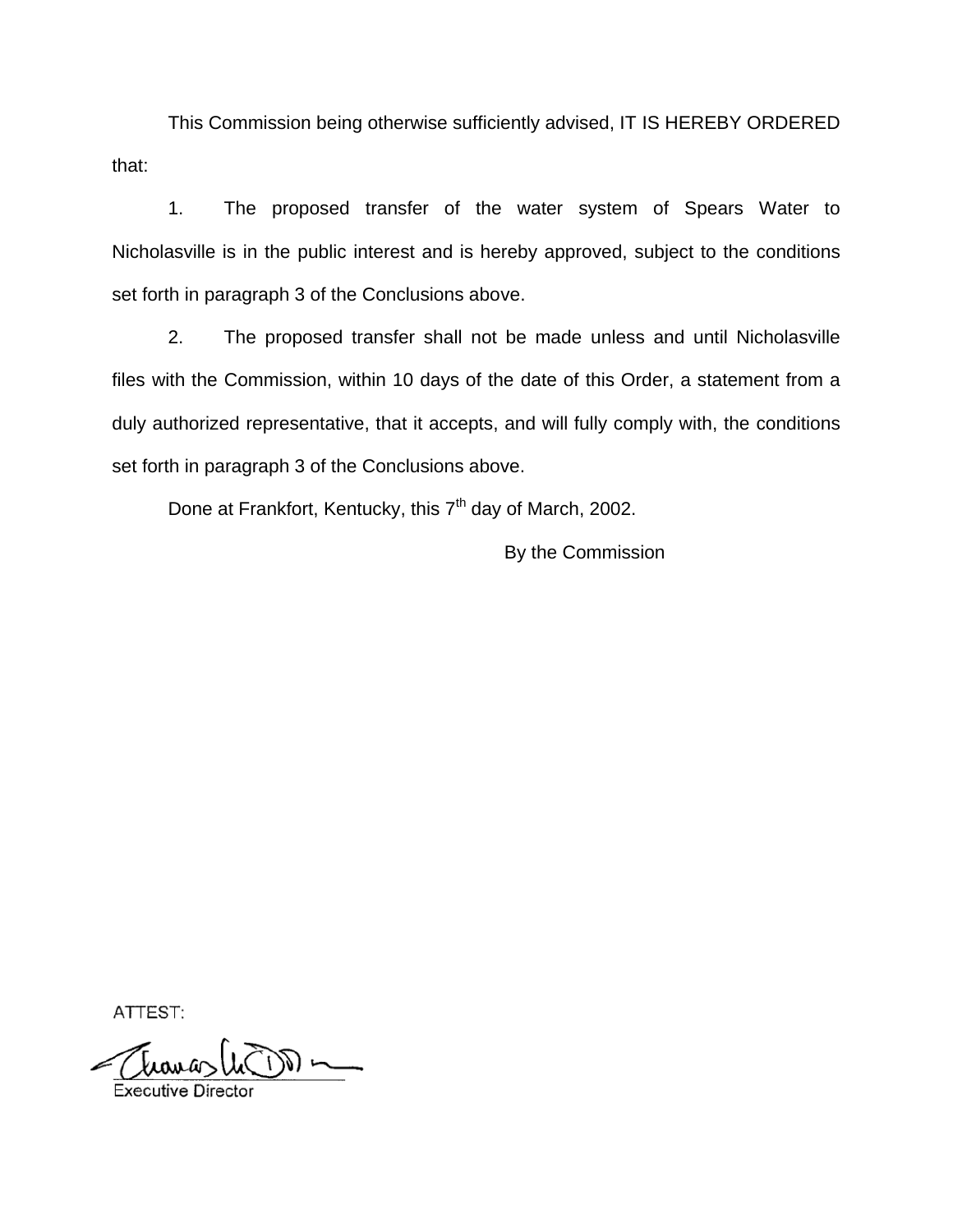This Commission being otherwise sufficiently advised, IT IS HEREBY ORDERED that:

1. The proposed transfer of the water system of Spears Water to Nicholasville is in the public interest and is hereby approved, subject to the conditions set forth in paragraph 3 of the Conclusions above.

2. The proposed transfer shall not be made unless and until Nicholasville files with the Commission, within 10 days of the date of this Order, a statement from a duly authorized representative, that it accepts, and will fully comply with, the conditions set forth in paragraph 3 of the Conclusions above.

Done at Frankfort, Kentucky, this 7th day of March, 2002.

By the Commission

ATTEST:

Executive Director